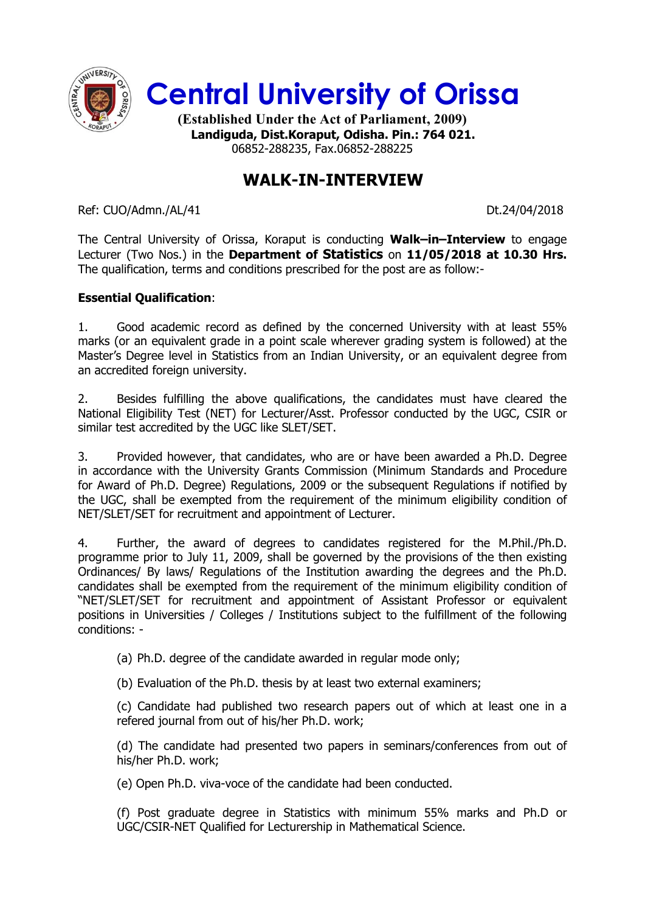# Central University of Orissa

**(Established Under the Act of Parliament, 2009)**
**Landiguda, Dist.Koraput, Odisha. Pin.: 764 021.**
06852-288235, Fax.06852-288225

## WALK-IN-INTERVIEW

Ref: CUO/Admn./AL/41 Dt.24/04/2018

The Central University of Orissa, Koraput is conducting **Walk–in–Interview** to engage Lecturer (Two Nos.) in the **Department of Statistics** on **11/05/2018 at 10.30 Hrs.** The qualification, terms and conditions prescribed for the post are as follow:-

**Essential Qualification**:

1. Good academic record as defined by the concerned University with at least 55% marks (or an equivalent grade in a point scale wherever grading system is followed) at the Master's Degree level in Statistics from an Indian University, or an equivalent degree from an accredited foreign university.

2. Besides fulfilling the above qualifications, the candidates must have cleared the National Eligibility Test (NET) for Lecturer/Asst. Professor conducted by the UGC, CSIR or similar test accredited by the UGC like SLET/SET.

3. Provided however, that candidates, who are or have been awarded a Ph.D. Degree in accordance with the University Grants Commission (Minimum Standards and Procedure for Award of Ph.D. Degree) Regulations, 2009 or the subsequent Regulations if notified by the UGC, shall be exempted from the requirement of the minimum eligibility condition of NET/SLET/SET for recruitment and appointment of Lecturer.

4. Further, the award of degrees to candidates registered for the M.Phil./Ph.D. programme prior to July 11, 2009, shall be governed by the provisions of the then existing Ordinances/ By laws/ Regulations of the Institution awarding the degrees and the Ph.D. candidates shall be exempted from the requirement of the minimum eligibility condition of "NET/SLET/SET for recruitment and appointment of Assistant Professor or equivalent positions in Universities / Colleges / Institutions subject to the fulfillment of the following conditions: -

   (a) Ph.D. degree of the candidate awarded in regular mode only;

   (b) Evaluation of the Ph.D. thesis by at least two external examiners;

   (c) Candidate had published two research papers out of which at least one in a refered journal from out of his/her Ph.D. work;

   (d) The candidate had presented two papers in seminars/conferences from out of his/her Ph.D. work;

   (e) Open Ph.D. viva-voce of the candidate had been conducted.

   (f) Post graduate degree in Statistics with minimum 55% marks and Ph.D or UGC/CSIR-NET Qualified for Lecturership in Mathematical Science.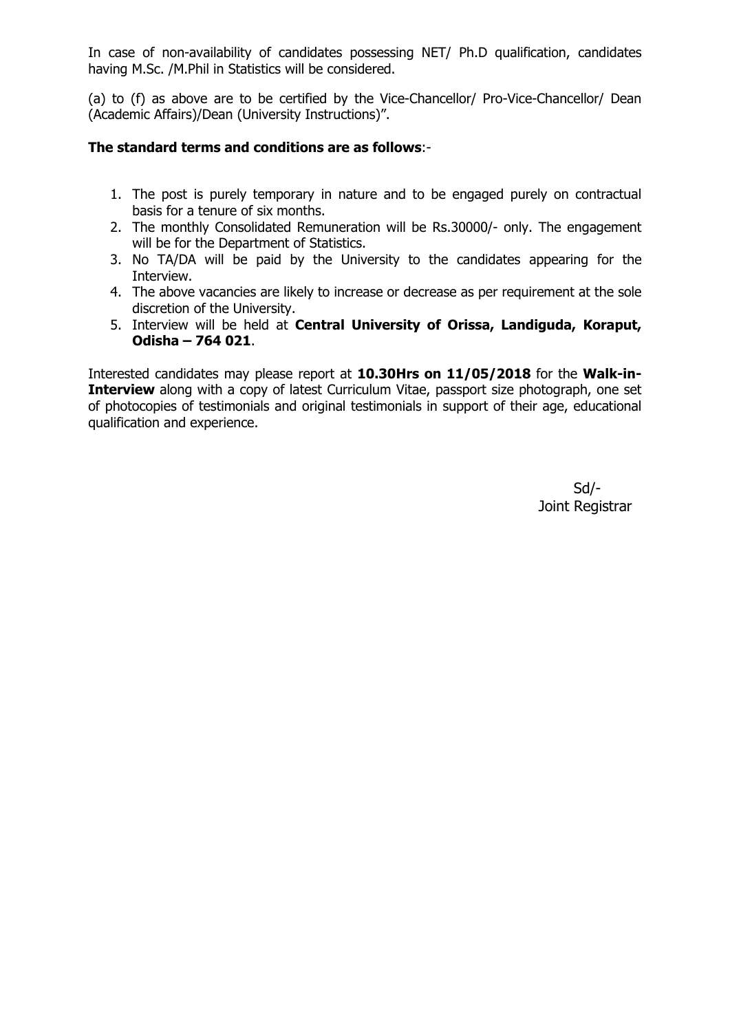In case of non-availability of candidates possessing NET/ Ph.D qualification, candidates having M.Sc. /M.Phil in Statistics will be considered.

(a) to (f) as above are to be certified by the Vice-Chancellor/ Pro-Vice-Chancellor/ Dean (Academic Affairs)/Dean (University Instructions)".

**The standard terms and conditions are as follows**:-

1. The post is purely temporary in nature and to be engaged purely on contractual basis for a tenure of six months.
2. The monthly Consolidated Remuneration will be Rs.30000/- only. The engagement will be for the Department of Statistics.
3. No TA/DA will be paid by the University to the candidates appearing for the Interview.
4. The above vacancies are likely to increase or decrease as per requirement at the sole discretion of the University.
5. Interview will be held at **Central University of Orissa, Landiguda, Koraput, Odisha – 764 021**.

Interested candidates may please report at **10.30Hrs on 11/05/2018** for the **Walk-in-Interview** along with a copy of latest Curriculum Vitae, passport size photograph, one set of photocopies of testimonials and original testimonials in support of their age, educational qualification and experience.

Sd/-
Joint Registrar